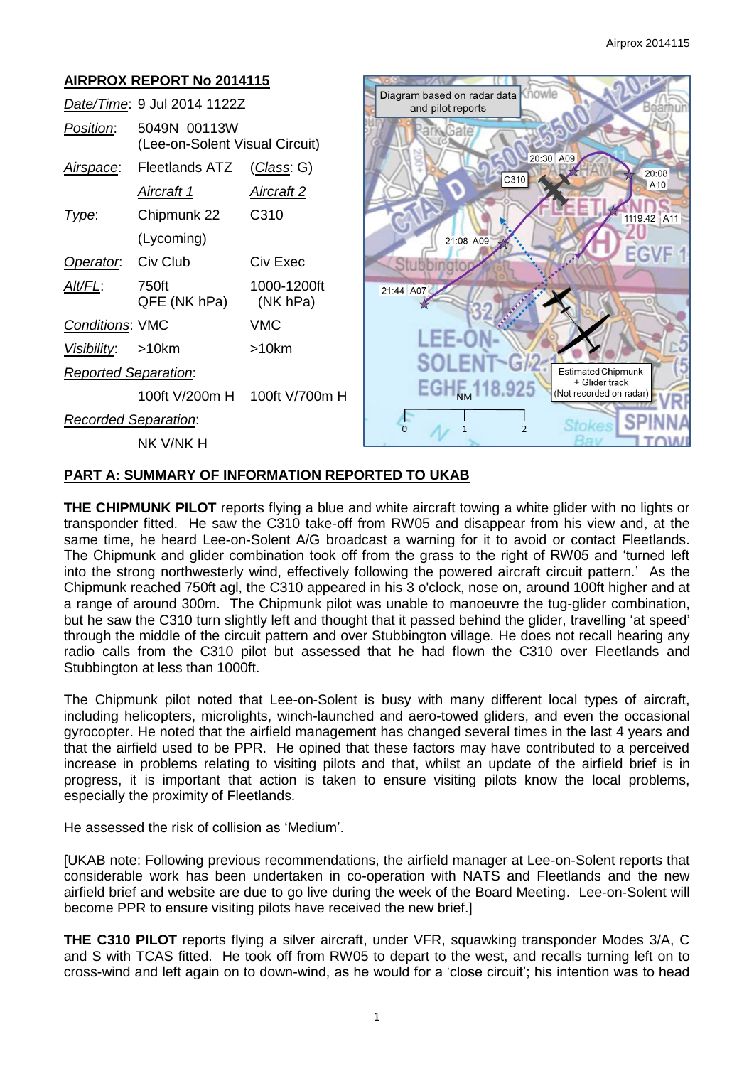## AIRPROX REPORT No 2014115

| | | |
|---|---|---|
| *Date/Time*: | 9 Jul 2014 1122Z | |
| *Position*: | 5049N 00113W (Lee-on-Solent Visual Circuit) | |
| *Airspace*: | Fleetlands ATZ | (*Class*: G) |
| | *Aircraft 1* | *Aircraft 2* |
| *Type*: | Chipmunk 22 (Lycoming) | C310 |
| *Operator*: | Civ Club | Civ Exec |
| *Alt/FL*: | 750ft QFE (NK hPa) | 1000-1200ft (NK hPa) |
| *Conditions*: | VMC | VMC |
| *Visibility*: | >10km | >10km |
| *Reported Separation*: | | |
| | 100ft V/200m H | 100ft V/700m H |
| *Recorded Separation*: | | |
| | NK V/NK H | |

Diagram based on radar data and pilot reports

## PART A: SUMMARY OF INFORMATION REPORTED TO UKAB

**THE CHIPMUNK PILOT** reports flying a blue and white aircraft towing a white glider with no lights or transponder fitted. He saw the C310 take-off from RW05 and disappear from his view and, at the same time, he heard Lee-on-Solent A/G broadcast a warning for it to avoid or contact Fleetlands. The Chipmunk and glider combination took off from the grass to the right of RW05 and 'turned left into the strong northwesterly wind, effectively following the powered aircraft circuit pattern.' As the Chipmunk reached 750ft agl, the C310 appeared in his 3 o'clock, nose on, around 100ft higher and at a range of around 300m. The Chipmunk pilot was unable to manoeuvre the tug-glider combination, but he saw the C310 turn slightly left and thought that it passed behind the glider, travelling 'at speed' through the middle of the circuit pattern and over Stubbington village. He does not recall hearing any radio calls from the C310 pilot but assessed that he had flown the C310 over Fleetlands and Stubbington at less than 1000ft.

The Chipmunk pilot noted that Lee-on-Solent is busy with many different local types of aircraft, including helicopters, microlights, winch-launched and aero-towed gliders, and even the occasional gyrocopter. He noted that the airfield management has changed several times in the last 4 years and that the airfield used to be PPR. He opined that these factors may have contributed to a perceived increase in problems relating to visiting pilots and that, whilst an update of the airfield brief is in progress, it is important that action is taken to ensure visiting pilots know the local problems, especially the proximity of Fleetlands.

He assessed the risk of collision as 'Medium'.

[UKAB note: Following previous recommendations, the airfield manager at Lee-on-Solent reports that considerable work has been undertaken in co-operation with NATS and Fleetlands and the new airfield brief and website are due to go live during the week of the Board Meeting. Lee-on-Solent will become PPR to ensure visiting pilots have received the new brief.]

**THE C310 PILOT** reports flying a silver aircraft, under VFR, squawking transponder Modes 3/A, C and S with TCAS fitted. He took off from RW05 to depart to the west, and recalls turning left on to cross-wind and left again on to down-wind, as he would for a 'close circuit'; his intention was to head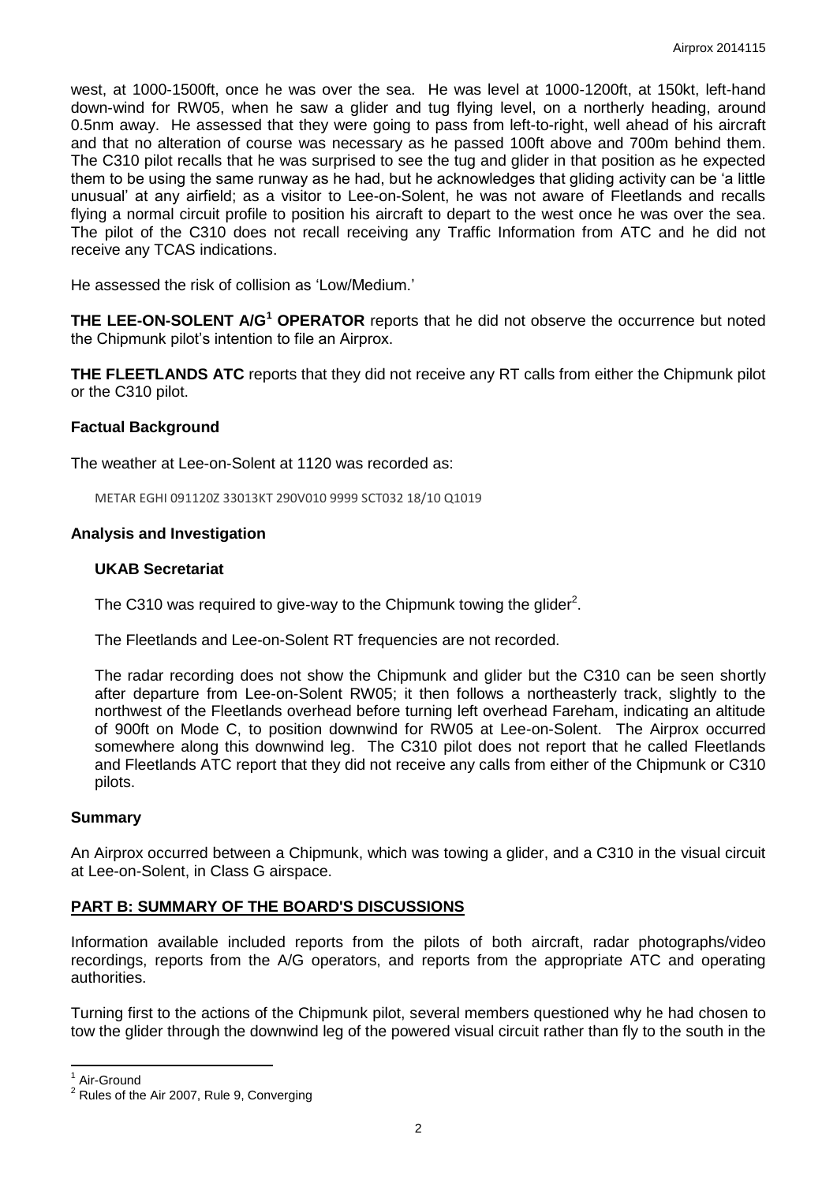west, at 1000-1500ft, once he was over the sea. He was level at 1000-1200ft, at 150kt, left-hand down-wind for RW05, when he saw a glider and tug flying level, on a northerly heading, around 0.5nm away. He assessed that they were going to pass from left-to-right, well ahead of his aircraft and that no alteration of course was necessary as he passed 100ft above and 700m behind them. The C310 pilot recalls that he was surprised to see the tug and glider in that position as he expected them to be using the same runway as he had, but he acknowledges that gliding activity can be 'a little unusual' at any airfield; as a visitor to Lee-on-Solent, he was not aware of Fleetlands and recalls flying a normal circuit profile to position his aircraft to depart to the west once he was over the sea. The pilot of the C310 does not recall receiving any Traffic Information from ATC and he did not receive any TCAS indications.

He assessed the risk of collision as 'Low/Medium.'

**THE LEE-ON-SOLENT A/G[1] OPERATOR** reports that he did not observe the occurrence but noted the Chipmunk pilot's intention to file an Airprox.

**THE FLEETLANDS ATC** reports that they did not receive any RT calls from either the Chipmunk pilot or the C310 pilot.

### Factual Background

The weather at Lee-on-Solent at 1120 was recorded as:

METAR EGHI 091120Z 33013KT 290V010 9999 SCT032 18/10 Q1019

### Analysis and Investigation

#### UKAB Secretariat

The C310 was required to give-way to the Chipmunk towing the glider[2].

The Fleetlands and Lee-on-Solent RT frequencies are not recorded.

The radar recording does not show the Chipmunk and glider but the C310 can be seen shortly after departure from Lee-on-Solent RW05; it then follows a northeasterly track, slightly to the northwest of the Fleetlands overhead before turning left overhead Fareham, indicating an altitude of 900ft on Mode C, to position downwind for RW05 at Lee-on-Solent. The Airprox occurred somewhere along this downwind leg. The C310 pilot does not report that he called Fleetlands and Fleetlands ATC report that they did not receive any calls from either of the Chipmunk or C310 pilots.

### Summary

An Airprox occurred between a Chipmunk, which was towing a glider, and a C310 in the visual circuit at Lee-on-Solent, in Class G airspace.

## PART B: SUMMARY OF THE BOARD'S DISCUSSIONS

Information available included reports from the pilots of both aircraft, radar photographs/video recordings, reports from the A/G operators, and reports from the appropriate ATC and operating authorities.

Turning first to the actions of the Chipmunk pilot, several members questioned why he had chosen to tow the glider through the downwind leg of the powered visual circuit rather than fly to the south in the

---

[1] Air-Ground

[2] Rules of the Air 2007, Rule 9, Converging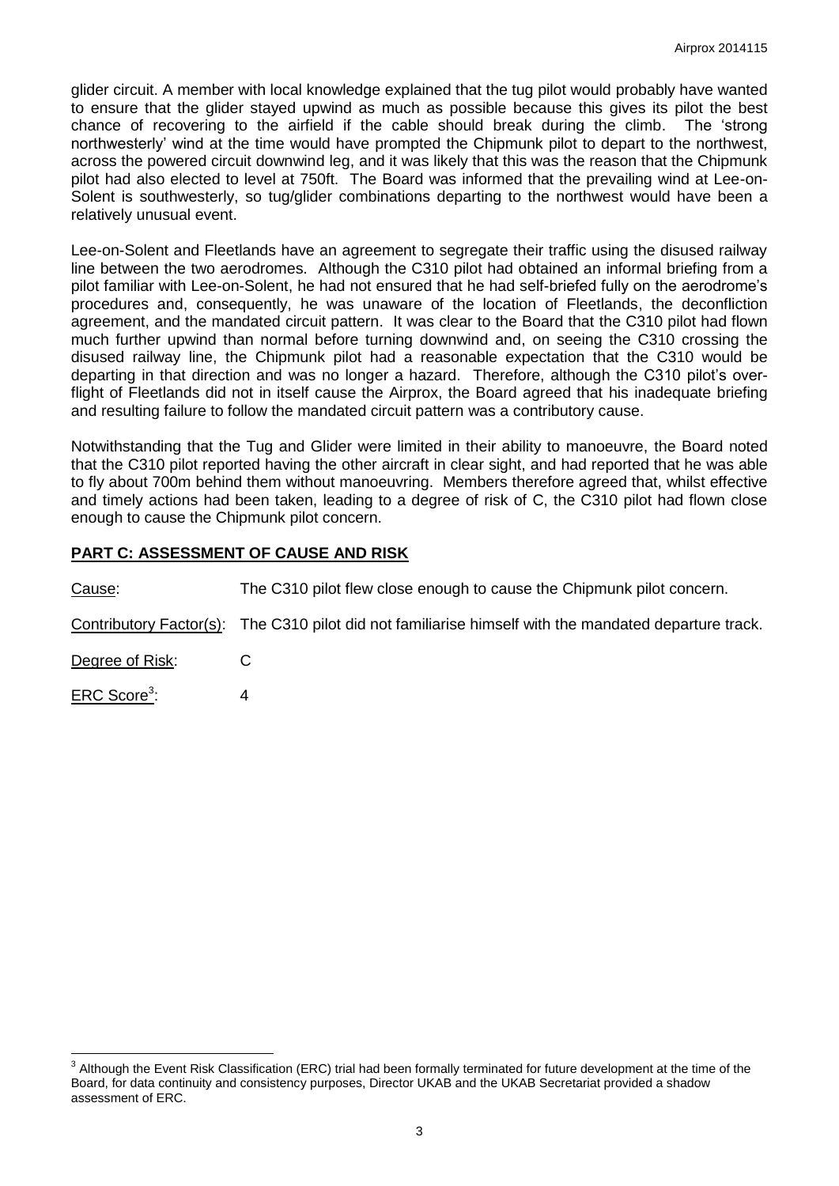glider circuit. A member with local knowledge explained that the tug pilot would probably have wanted to ensure that the glider stayed upwind as much as possible because this gives its pilot the best chance of recovering to the airfield if the cable should break during the climb. The 'strong northwesterly' wind at the time would have prompted the Chipmunk pilot to depart to the northwest, across the powered circuit downwind leg, and it was likely that this was the reason that the Chipmunk pilot had also elected to level at 750ft. The Board was informed that the prevailing wind at Lee-on-Solent is southwesterly, so tug/glider combinations departing to the northwest would have been a relatively unusual event.

Lee-on-Solent and Fleetlands have an agreement to segregate their traffic using the disused railway line between the two aerodromes. Although the C310 pilot had obtained an informal briefing from a pilot familiar with Lee-on-Solent, he had not ensured that he had self-briefed fully on the aerodrome's procedures and, consequently, he was unaware of the location of Fleetlands, the deconfliction agreement, and the mandated circuit pattern. It was clear to the Board that the C310 pilot had flown much further upwind than normal before turning downwind and, on seeing the C310 crossing the disused railway line, the Chipmunk pilot had a reasonable expectation that the C310 would be departing in that direction and was no longer a hazard. Therefore, although the C310 pilot's over-flight of Fleetlands did not in itself cause the Airprox, the Board agreed that his inadequate briefing and resulting failure to follow the mandated circuit pattern was a contributory cause.

Notwithstanding that the Tug and Glider were limited in their ability to manoeuvre, the Board noted that the C310 pilot reported having the other aircraft in clear sight, and had reported that he was able to fly about 700m behind them without manoeuvring. Members therefore agreed that, whilst effective and timely actions had been taken, leading to a degree of risk of C, the C310 pilot had flown close enough to cause the Chipmunk pilot concern.

## PART C: ASSESSMENT OF CAUSE AND RISK

Cause: The C310 pilot flew close enough to cause the Chipmunk pilot concern.

Contributory Factor(s): The C310 pilot did not familiarise himself with the mandated departure track.

Degree of Risk: C

ERC Score[3]: 4

[3] Although the Event Risk Classification (ERC) trial had been formally terminated for future development at the time of the Board, for data continuity and consistency purposes, Director UKAB and the UKAB Secretariat provided a shadow assessment of ERC.